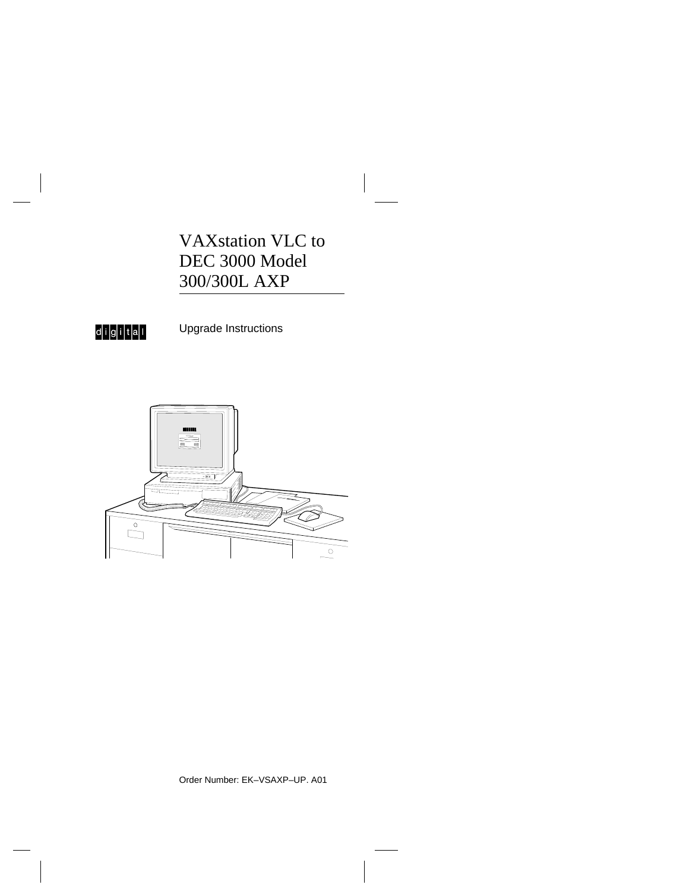# VAXstation VLC to DEC 3000 Model 300/300L AXP

digital

Upgrade Instructions

Order Number: EK–VSAXP–UP. A01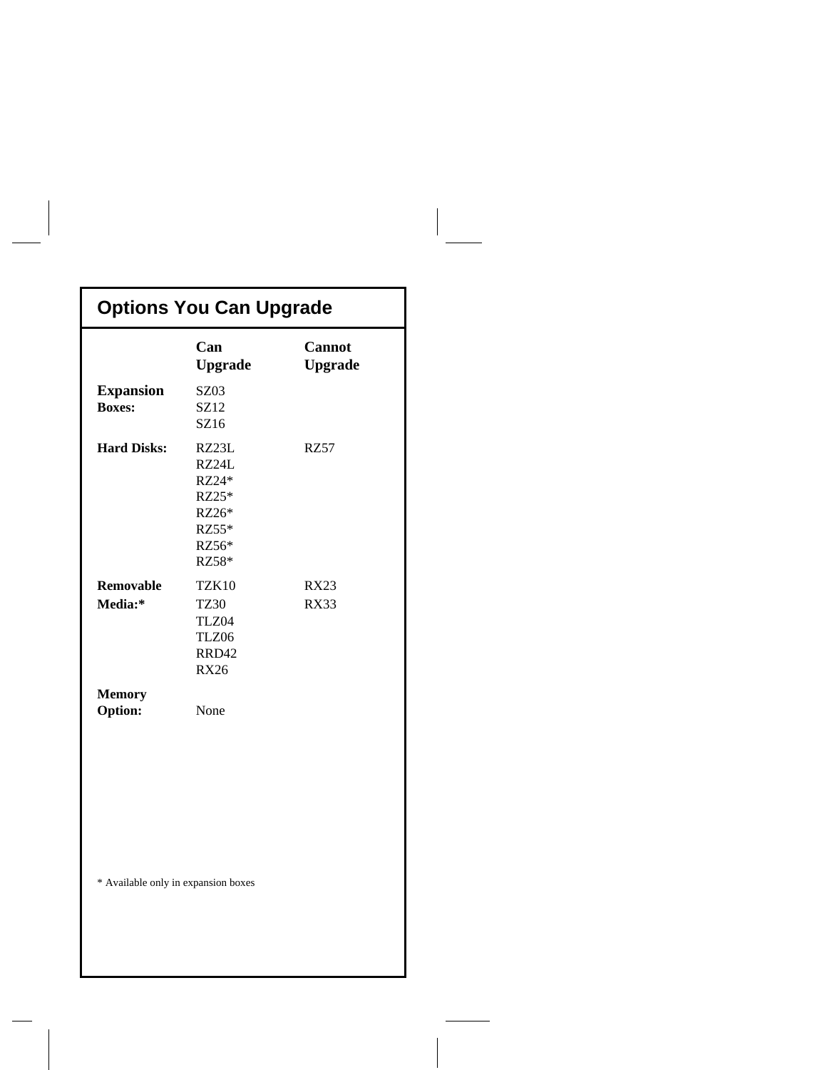## Options You Can Upgrade

| | Can Upgrade | Cannot Upgrade |
|---|---|---|
| **Expansion Boxes:** | SZ03<br>SZ12<br>SZ16 | |
| **Hard Disks:** | RZ23L<br>RZ24L<br>RZ24*<br>RZ25*<br>RZ26*<br>RZ55*<br>RZ56*<br>RZ58* | RZ57 |
| **Removable Media:*** | TZK10<br>TZ30<br>TLZ04<br>TLZ06<br>RRD42<br>RX26 | RX23<br>RX33 |
| **Memory Option:** | None | |

* Available only in expansion boxes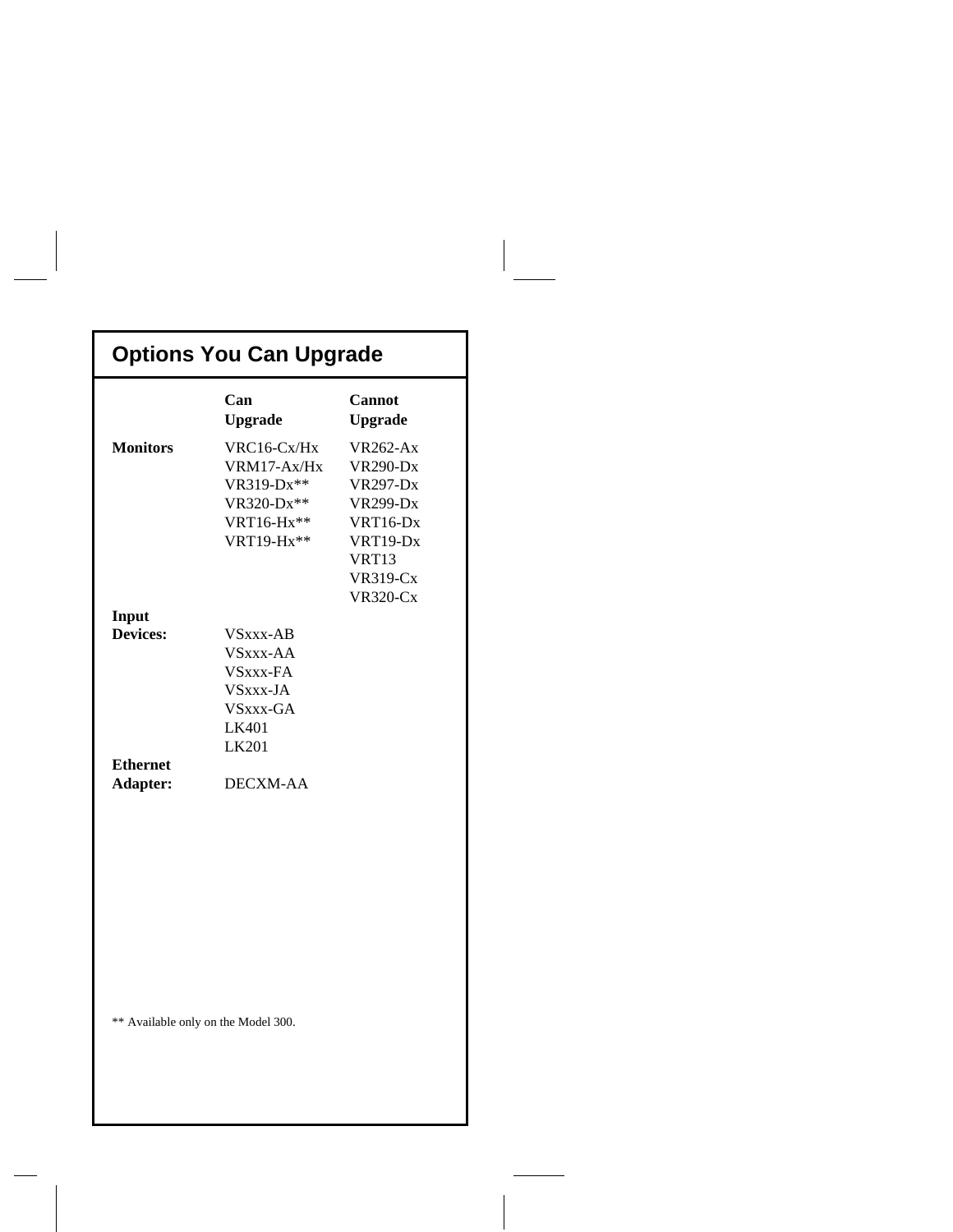## Options You Can Upgrade

| | Can Upgrade | Cannot Upgrade |
|---|---|---|
| **Monitors** | VRC16-Cx/Hx | VR262-Ax |
| | VRM17-Ax/Hx | VR290-Dx |
| | VR319-Dx** | VR297-Dx |
| | VR320-Dx** | VR299-Dx |
| | VRT16-Hx** | VRT16-Dx |
| | VRT19-Hx** | VRT19-Dx |
| | | VRT13 |
| | | VR319-Cx |
| | | VR320-Cx |
| **Input Devices:** | VSxxx-AB | |
| | VSxxx-AA | |
| | VSxxx-FA | |
| | VSxxx-JA | |
| | VSxxx-GA | |
| | LK401 | |
| | LK201 | |
| **Ethernet Adapter:** | DECXM-AA | |

** Available only on the Model 300.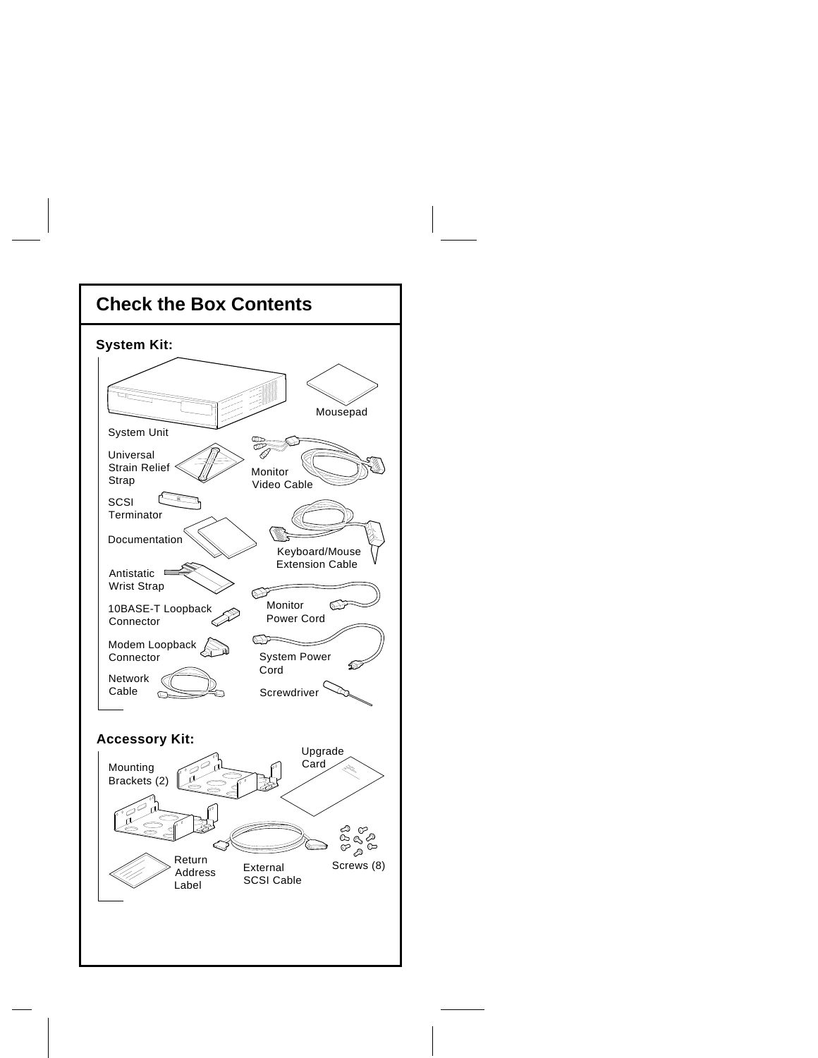## Check the Box Contents

### System Kit:

- System Unit
- Mousepad
- Universal Strain Relief Strap
- Monitor Video Cable
- SCSI Terminator
- Documentation
- Keyboard/Mouse Extension Cable
- Antistatic Wrist Strap
- 10BASE-T Loopback Connector
- Monitor Power Cord
- Modem Loopback Connector
- System Power Cord
- Network Cable
- Screwdriver

### Accessory Kit:

- Mounting Brackets (2)
- Upgrade Card
- Return Address Label
- External SCSI Cable
- Screws (8)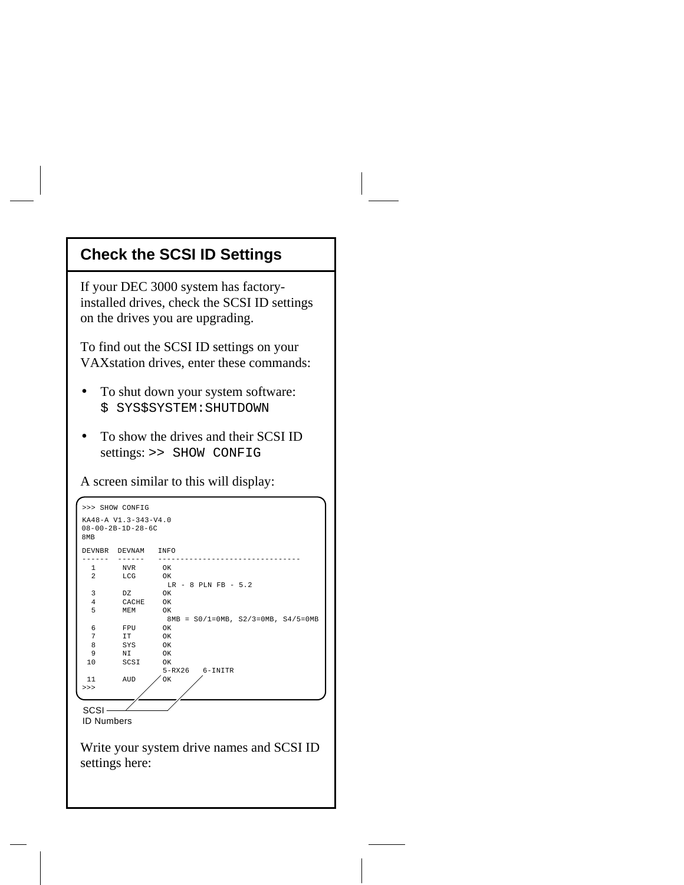## Check the SCSI ID Settings

If your DEC 3000 system has factory-installed drives, check the SCSI ID settings on the drives you are upgrading.

To find out the SCSI ID settings on your VAXstation drives, enter these commands:

- To shut down your system software: `$ SYS$SYSTEM:SHUTDOWN`
- To show the drives and their SCSI ID settings: `>> SHOW CONFIG`

A screen similar to this will display:

```
>>> SHOW CONFIG

KA48-A V1.3-343-V4.0
08-00-2B-1D-28-6C
8MB

DEVNBR  DEVNAM   INFO
------  ------   -------------------------------
  1      NVR      OK
  2      LCG      OK
                   LR - 8 PLN FB - 5.2
  3      DZ       OK
  4      CACHE    OK
  5      MEM      OK
                   8MB = S0/1=0MB, S2/3=0MB, S4/5=0MB
  6      FPU      OK
  7      IT       OK
  8      SYS      OK
  9      NI       OK
 10      SCSI     OK
                  5-RX26   6-INITR
 11      AUD      OK
>>>
```

SCSI ID Numbers

Write your system drive names and SCSI ID settings here: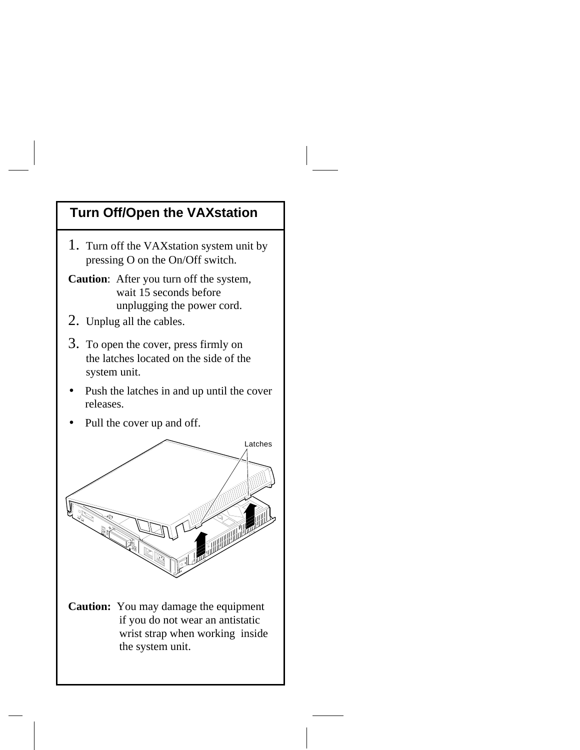## Turn Off/Open the VAXstation

1. Turn off the VAXstation system unit by pressing O on the On/Off switch.

**Caution**: After you turn off the system, wait 15 seconds before unplugging the power cord.

2. Unplug all the cables.

3. To open the cover, press firmly on the latches located on the side of the system unit.

- Push the latches in and up until the cover releases.
- Pull the cover up and off.

Latches

**Caution:** You may damage the equipment if you do not wear an antistatic wrist strap when working inside the system unit.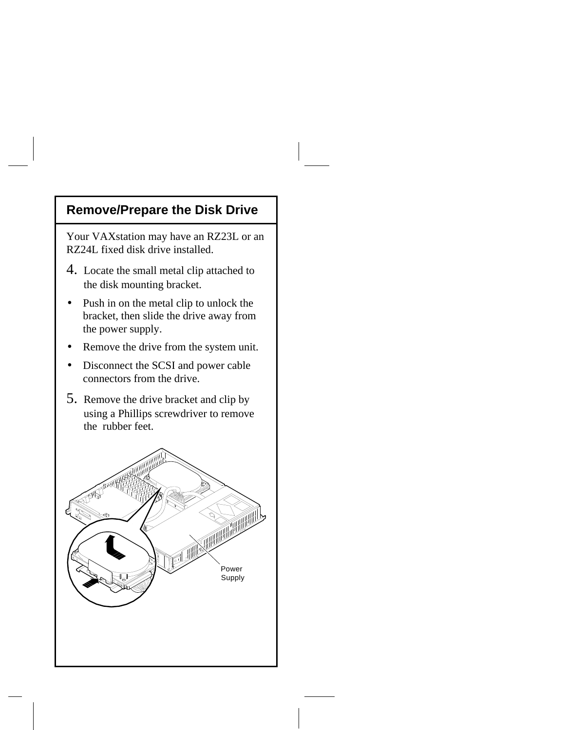## Remove/Prepare the Disk Drive

Your VAXstation may have an RZ23L or an RZ24L fixed disk drive installed.

4. Locate the small metal clip attached to the disk mounting bracket.

- Push in on the metal clip to unlock the bracket, then slide the drive away from the power supply.
- Remove the drive from the system unit.
- Disconnect the SCSI and power cable connectors from the drive.

5. Remove the drive bracket and clip by using a Phillips screwdriver to remove the rubber feet.

Power Supply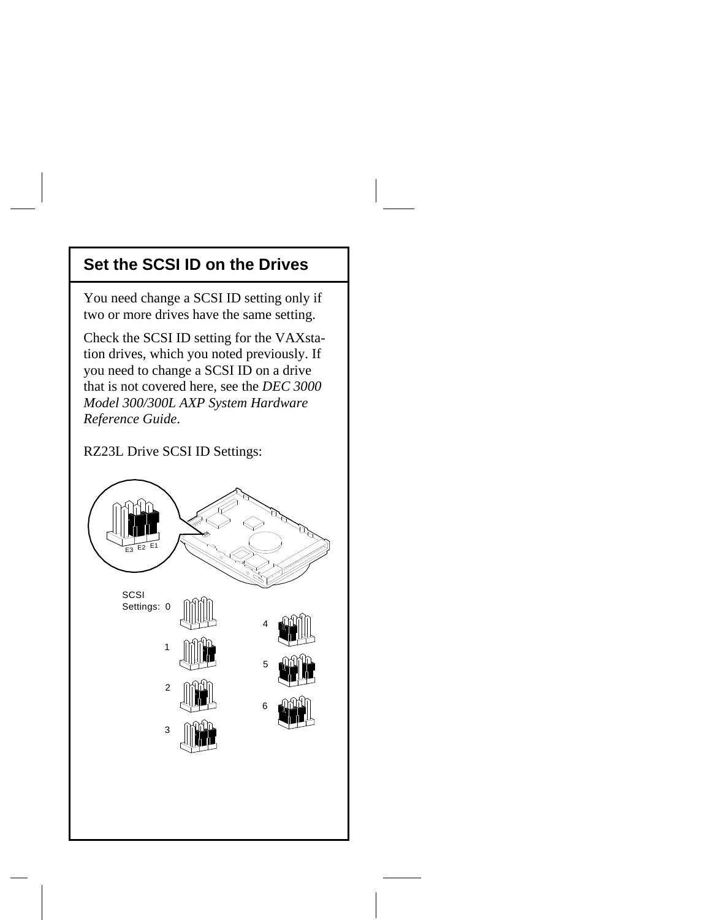## Set the SCSI ID on the Drives

You need change a SCSI ID setting only if two or more drives have the same setting.

Check the SCSI ID setting for the VAXstation drives, which you noted previously. If you need to change a SCSI ID on a drive that is not covered here, see the *DEC 3000 Model 300/300L AXP System Hardware Reference Guide*.

RZ23L Drive SCSI ID Settings:

E3 E2 E1

SCSI Settings: 0

1

2

3

4

5

6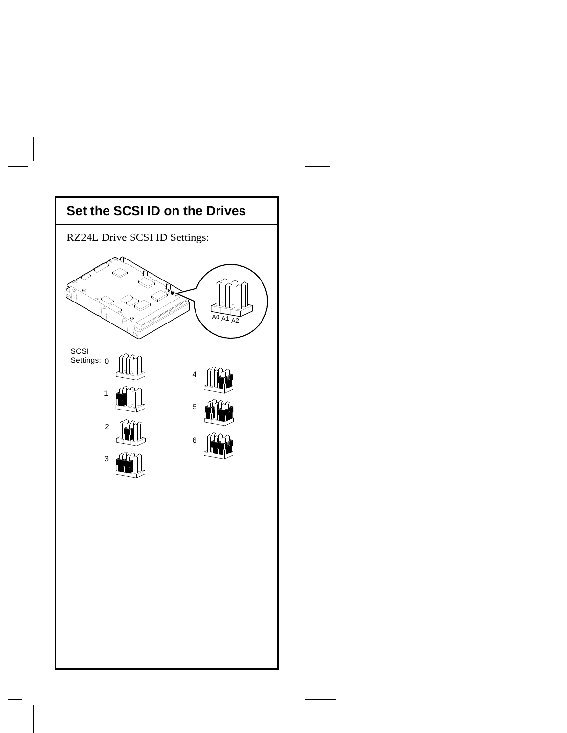## Set the SCSI ID on the Drives

RZ24L Drive SCSI ID Settings:

A0 A1 A2

SCSI Settings: 0

1

2

3

4

5

6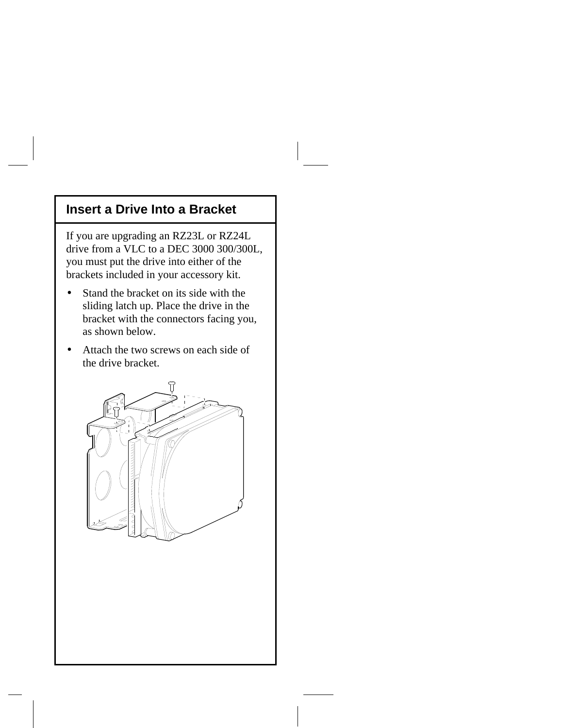## Insert a Drive Into a Bracket

If you are upgrading an RZ23L or RZ24L drive from a VLC to a DEC 3000 300/300L, you must put the drive into either of the brackets included in your accessory kit.

- Stand the bracket on its side with the sliding latch up. Place the drive in the bracket with the connectors facing you, as shown below.
- Attach the two screws on each side of the drive bracket.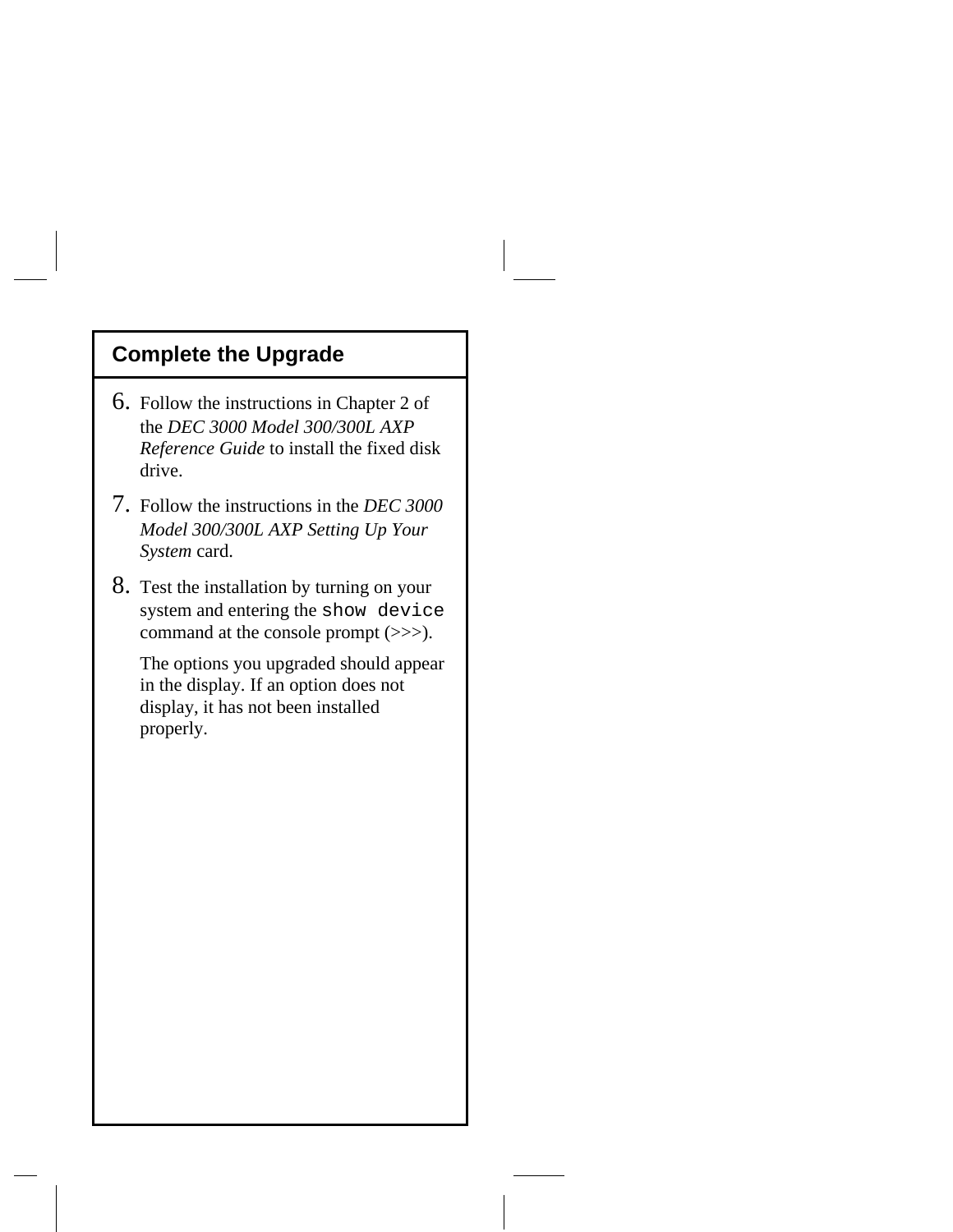## Complete the Upgrade

6. Follow the instructions in Chapter 2 of the *DEC 3000 Model 300/300L AXP Reference Guide* to install the fixed disk drive.
7. Follow the instructions in the *DEC 3000 Model 300/300L AXP Setting Up Your System* card.
8. Test the installation by turning on your system and entering the `show device` command at the console prompt (>>>).

   The options you upgraded should appear in the display. If an option does not display, it has not been installed properly.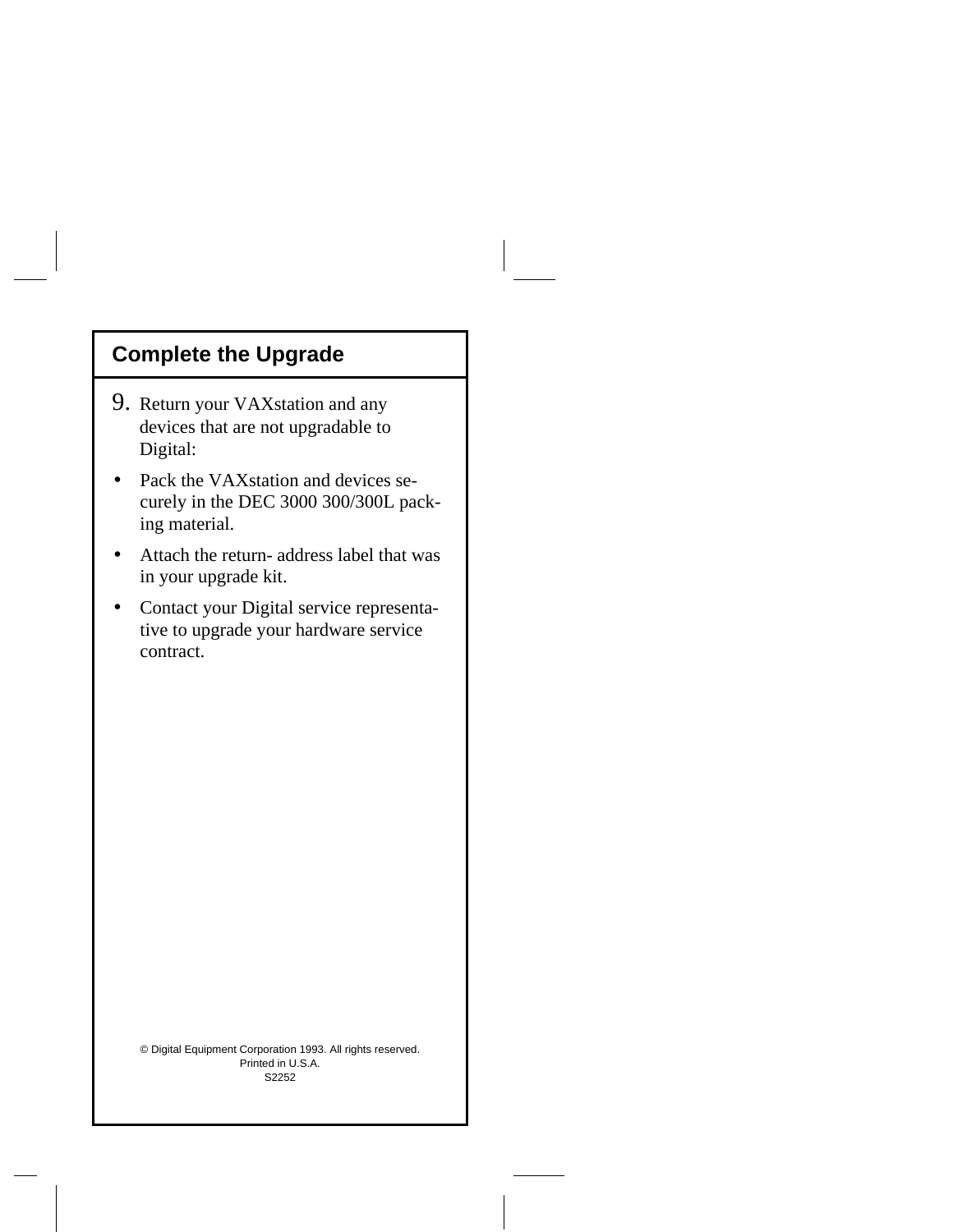## Complete the Upgrade

9. Return your VAXstation and any devices that are not upgradable to Digital:

- Pack the VAXstation and devices securely in the DEC 3000 300/300L packing material.
- Attach the return- address label that was in your upgrade kit.
- Contact your Digital service representative to upgrade your hardware service contract.

© Digital Equipment Corporation 1993. All rights reserved.
Printed in U.S.A.
S2252